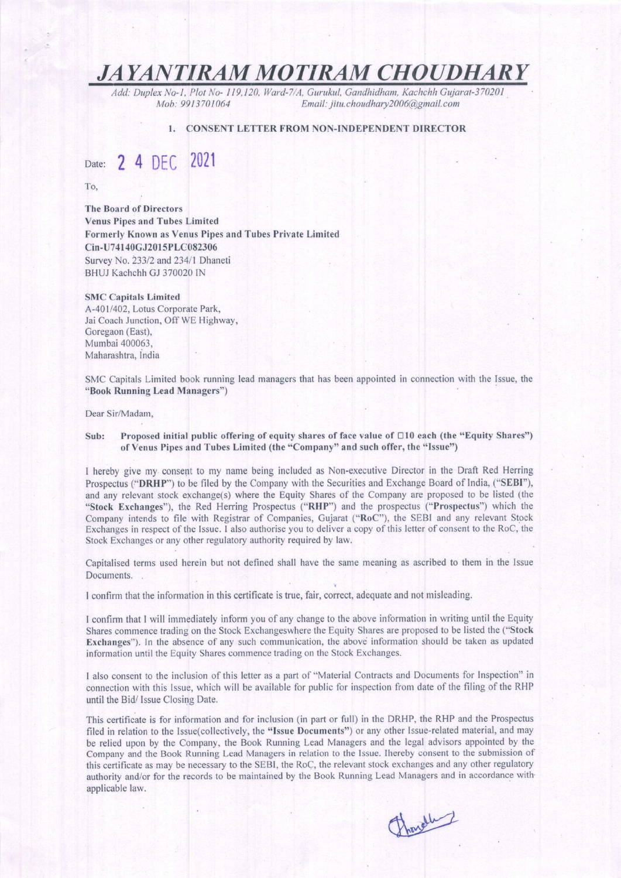# *JAYANTIRAM MOTIRAM CHOUDHARY*

*Add: Duplex No-1, Plot No- 119,120, Ward-7/A, Gurukul, Gandhidham, Kachchh Gujarat-370201*
*Mob: 9913701064* *Email: jitu.choudhary2006@gmail.com*

**1. CONSENT LETTER FROM NON-INDEPENDENT DIRECTOR**

Date: 24 DEC 2021

To,

**The Board of Directors**
**Venus Pipes and Tubes Limited**
**Formerly Known as Venus Pipes and Tubes Private Limited**
**Cin-U74140GJ2015PLC082306**
Survey No. 233/2 and 234/1 Dhaneti
BHUJ Kachchh GJ 370020 IN

**SMC Capitals Limited**
A-401/402, Lotus Corporate Park,
Jai Coach Junction, Off WE Highway,
Goregaon (East),
Mumbai 400063,
Maharashtra, India

SMC Capitals Limited book running lead managers that has been appointed in connection with the Issue, the "**Book Running Lead Managers**")

Dear Sir/Madam,

**Sub: Proposed initial public offering of equity shares of face value of □10 each (the "Equity Shares") of Venus Pipes and Tubes Limited (the "Company" and such offer, the "Issue")**

I hereby give my consent to my name being included as Non-executive Director in the Draft Red Herring Prospectus ("**DRHP**") to be filed by the Company with the Securities and Exchange Board of India, ("**SEBI**"), and any relevant stock exchange(s) where the Equity Shares of the Company are proposed to be listed (the "**Stock Exchanges**"), the Red Herring Prospectus ("**RHP**") and the prospectus ("**Prospectus**") which the Company intends to file with Registrar of Companies, Gujarat ("**RoC**"), the SEBI and any relevant Stock Exchanges in respect of the Issue. I also authorise you to deliver a copy of this letter of consent to the RoC, the Stock Exchanges or any other regulatory authority required by law.

Capitalised terms used herein but not defined shall have the same meaning as ascribed to them in the Issue Documents.

I confirm that the information in this certificate is true, fair, correct, adequate and not misleading.

I confirm that I will immediately inform you of any change to the above information in writing until the Equity Shares commence trading on the Stock Exchangeswhere the Equity Shares are proposed to be listed the ("**Stock Exchanges**"). In the absence of any such communication, the above information should be taken as updated information until the Equity Shares commence trading on the Stock Exchanges.

I also consent to the inclusion of this letter as a part of "Material Contracts and Documents for Inspection" in connection with this Issue, which will be available for public for inspection from date of the filing of the RHP until the Bid/ Issue Closing Date.

This certificate is for information and for inclusion (in part or full) in the DRHP, the RHP and the Prospectus filed in relation to the Issue(collectively, the "**Issue Documents**") or any other Issue-related material, and may be relied upon by the Company, the Book Running Lead Managers and the legal advisors appointed by the Company and the Book Running Lead Managers in relation to the Issue. Ihereby consent to the submission of this certificate as may be necessary to the SEBI, the RoC, the relevant stock exchanges and any other regulatory authority and/or for the records to be maintained by the Book Running Lead Managers and in accordance with applicable law.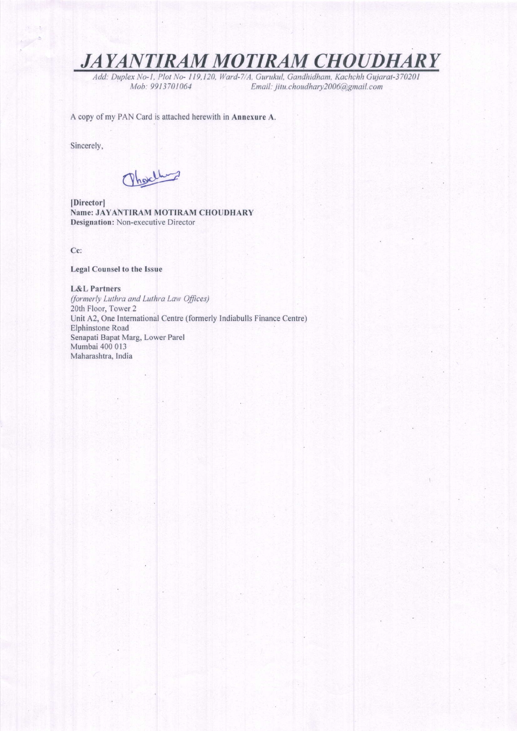# *JAYANTIRAM MOTIRAM CHOUDHARY*

*Add: Duplex No-1, Plot No- 119,120, Ward-7/A, Gurukul, Gandhidham, Kachchh Gujarat-370201*
*Mob: 9913701064 Email: jitu.choudhary2006@gmail.com*

A copy of my PAN Card is attached herewith in **Annexure A**.

Sincerely,

**[Director]**
**Name: JAYANTIRAM MOTIRAM CHOUDHARY**
**Designation:** Non-executive Director

**Cc:**

**Legal Counsel to the Issue**

**L&L Partners**
*(formerly Luthra and Luthra Law Offices)*
20th Floor, Tower 2
Unit A2, One International Centre (formerly Indiabulls Finance Centre)
Elphinstone Road
Senapati Bapat Marg, Lower Parel
Mumbai 400 013
Maharashtra, India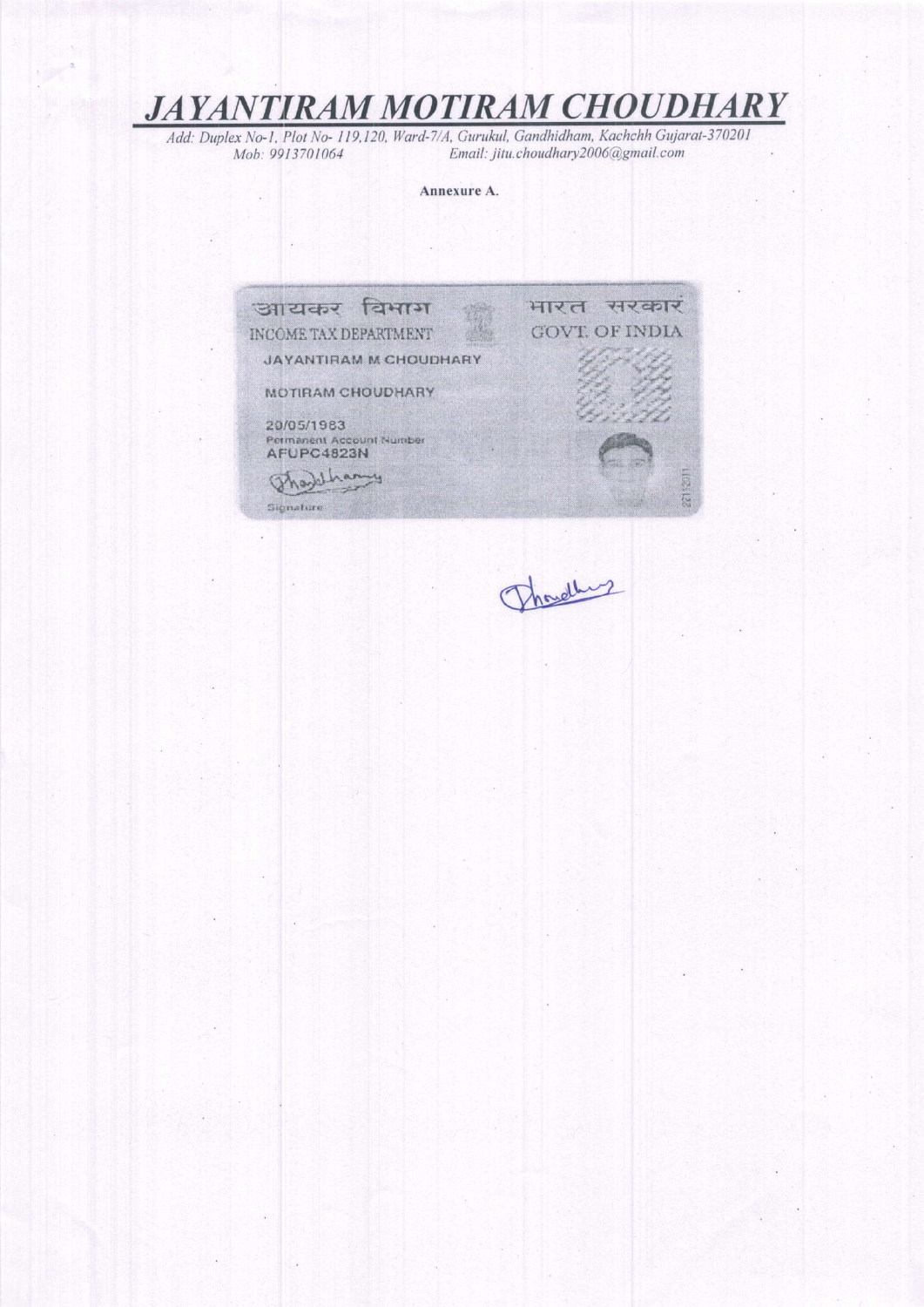# *JAYANTIRAM MOTIRAM CHOUDHARY*

*Add: Duplex No-1, Plot No- 119,120, Ward-7/A, Gurukul, Gandhidham, Kachchh Gujarat-370201*
*Mob: 9913701064* *Email: jitu.choudhary2006@gmail.com*

**Annexure A.**

आयकर विभाग
INCOME TAX DEPARTMENT

भारत सरकार
GOVT. OF INDIA

JAYANTIRAM M CHOUDHARY

MOTIRAM CHOUDHARY

20/05/1983

Permanent Account Number

AFUPC4823N

Signature

22122011